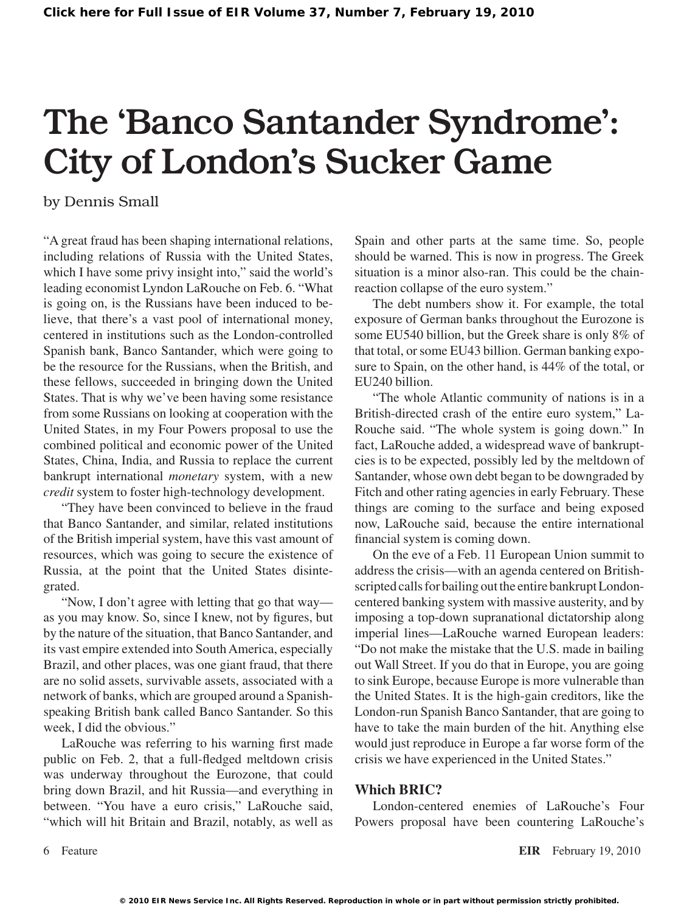# The 'Banco Santander Syndrome': City of London's Sucker Game

by Dennis Small

"A great fraud has been shaping international relations, including relations of Russia with the United States, which I have some privy insight into," said the world's leading economist Lyndon LaRouche on Feb. 6. "What is going on, is the Russians have been induced to believe, that there's a vast pool of international money, centered in institutions such as the London-controlled Spanish bank, Banco Santander, which were going to be the resource for the Russians, when the British, and these fellows, succeeded in bringing down the United States. That is why we've been having some resistance from some Russians on looking at cooperation with the United States, in my Four Powers proposal to use the combined political and economic power of the United States, China, India, and Russia to replace the current bankrupt international *monetary* system, with a new *credit* system to foster high-technology development.

"They have been convinced to believe in the fraud that Banco Santander, and similar, related institutions of the British imperial system, have this vast amount of resources, which was going to secure the existence of Russia, at the point that the United States disintegrated.

"Now, I don't agree with letting that go that way—as you may know. So, since I knew, not by figures, but by the nature of the situation, that Banco Santander, and its vast empire extended into South America, especially Brazil, and other places, was one giant fraud, that there are no solid assets, survivable assets, associated with a network of banks, which are grouped around a Spanish-speaking British bank called Banco Santander. So this week, I did the obvious."

LaRouche was referring to his warning first made public on Feb. 2, that a full-fledged meltdown crisis was underway throughout the Eurozone, that could bring down Brazil, and hit Russia—and everything in between. "You have a euro crisis," LaRouche said, "which will hit Britain and Brazil, notably, as well as Spain and other parts at the same time. So, people should be warned. This is now in progress. The Greek situation is a minor also-ran. This could be the chain-reaction collapse of the euro system."

The debt numbers show it. For example, the total exposure of German banks throughout the Eurozone is some EU540 billion, but the Greek share is only 8% of that total, or some EU43 billion. German banking exposure to Spain, on the other hand, is 44% of the total, or EU240 billion.

"The whole Atlantic community of nations is in a British-directed crash of the entire euro system," LaRouche said. "The whole system is going down." In fact, LaRouche added, a widespread wave of bankruptcies is to be expected, possibly led by the meltdown of Santander, whose own debt began to be downgraded by Fitch and other rating agencies in early February. These things are coming to the surface and being exposed now, LaRouche said, because the entire international financial system is coming down.

On the eve of a Feb. 11 European Union summit to address the crisis—with an agenda centered on British-scripted calls for bailing out the entire bankrupt London-centered banking system with massive austerity, and by imposing a top-down supranational dictatorship along imperial lines—LaRouche warned European leaders: "Do not make the mistake that the U.S. made in bailing out Wall Street. If you do that in Europe, you are going to sink Europe, because Europe is more vulnerable than the United States. It is the high-gain creditors, like the London-run Spanish Banco Santander, that are going to have to take the main burden of the hit. Anything else would just reproduce in Europe a far worse form of the crisis we have experienced in the United States."

## Which BRIC?

London-centered enemies of LaRouche's Four Powers proposal have been countering LaRouche's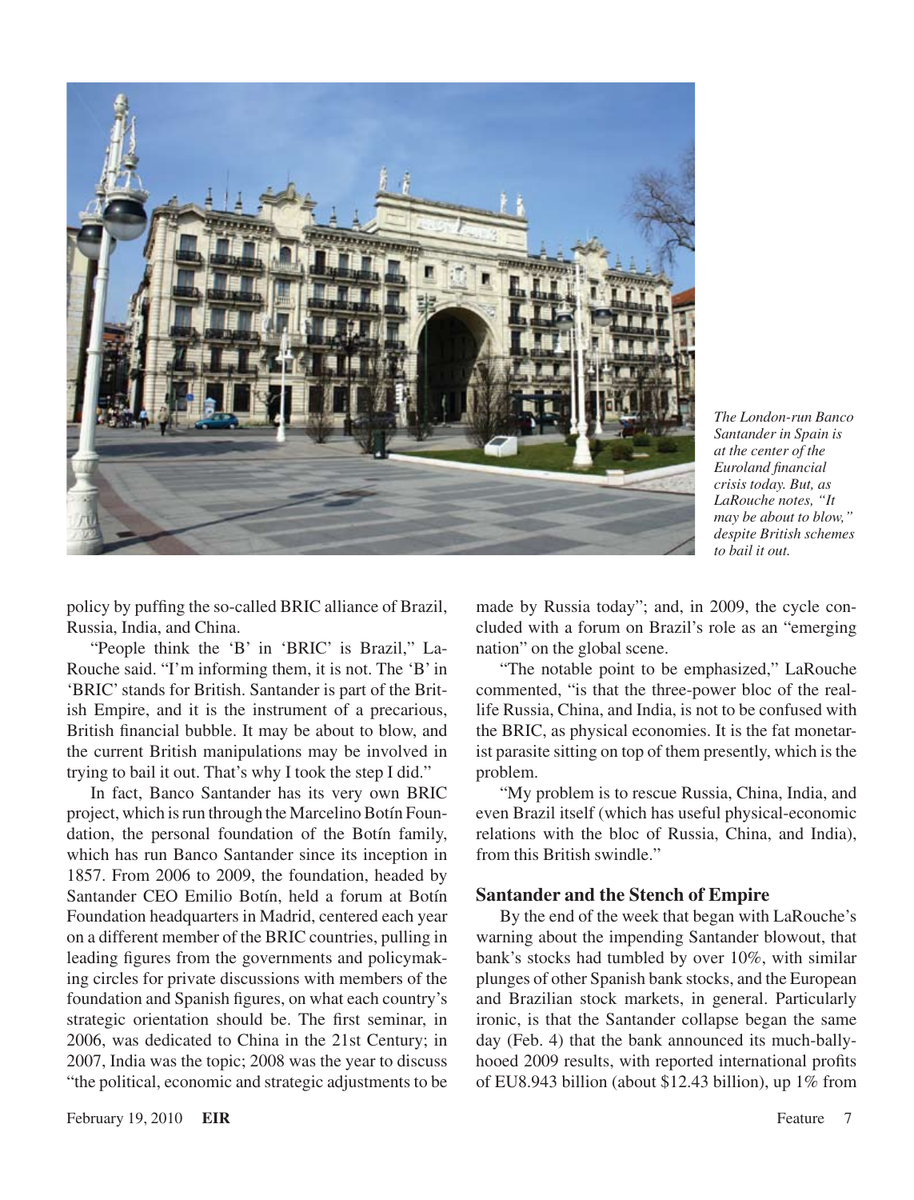*The London-run Banco Santander in Spain is at the center of the Euroland financial crisis today. But, as LaRouche notes, "It may be about to blow," despite British schemes to bail it out.*

policy by puffing the so-called BRIC alliance of Brazil, Russia, India, and China.

"People think the 'B' in 'BRIC' is Brazil," LaRouche said. "I'm informing them, it is not. The 'B' in 'BRIC' stands for British. Santander is part of the British Empire, and it is the instrument of a precarious, British financial bubble. It may be about to blow, and the current British manipulations may be involved in trying to bail it out. That's why I took the step I did."

In fact, Banco Santander has its very own BRIC project, which is run through the Marcelino Botín Foundation, the personal foundation of the Botín family, which has run Banco Santander since its inception in 1857. From 2006 to 2009, the foundation, headed by Santander CEO Emilio Botín, held a forum at Botín Foundation headquarters in Madrid, centered each year on a different member of the BRIC countries, pulling in leading figures from the governments and policymaking circles for private discussions with members of the foundation and Spanish figures, on what each country's strategic orientation should be. The first seminar, in 2006, was dedicated to China in the 21st Century; in 2007, India was the topic; 2008 was the year to discuss "the political, economic and strategic adjustments to be made by Russia today"; and, in 2009, the cycle concluded with a forum on Brazil's role as an "emerging nation" on the global scene.

"The notable point to be emphasized," LaRouche commented, "is that the three-power bloc of the real-life Russia, China, and India, is not to be confused with the BRIC, as physical economies. It is the fat monetarist parasite sitting on top of them presently, which is the problem.

"My problem is to rescue Russia, China, India, and even Brazil itself (which has useful physical-economic relations with the bloc of Russia, China, and India), from this British swindle."

## Santander and the Stench of Empire

By the end of the week that began with LaRouche's warning about the impending Santander blowout, that bank's stocks had tumbled by over 10%, with similar plunges of other Spanish bank stocks, and the European and Brazilian stock markets, in general. Particularly ironic, is that the Santander collapse began the same day (Feb. 4) that the bank announced its much-ballyhooed 2009 results, with reported international profits of EU8.943 billion (about $12.43 billion), up 1% from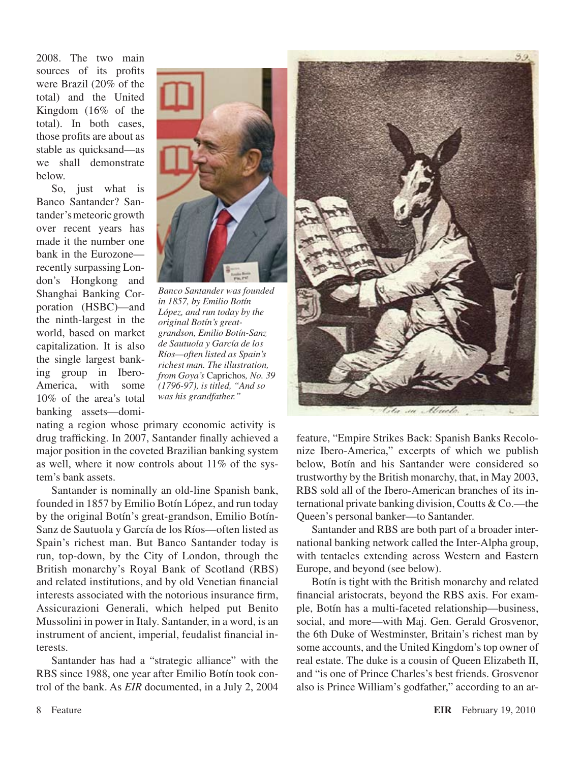2008. The two main sources of its profits were Brazil (20% of the total) and the United Kingdom (16% of the total). In both cases, those profits are about as stable as quicksand—as we shall demonstrate below.

So, just what is Banco Santander? Santander's meteoric growth over recent years has made it the number one bank in the Eurozone—recently surpassing London's Hongkong and Shanghai Banking Corporation (HSBC)—and the ninth-largest in the world, based on market capitalization. It is also the single largest banking group in Ibero-America, with some 10% of the area's total banking assets—dominating a region whose primary economic activity is drug trafficking. In 2007, Santander finally achieved a major position in the coveted Brazilian banking system as well, where it now controls about 11% of the system's bank assets.

*Banco Santander was founded in 1857, by Emilio Botín López, and run today by the original Botín's great-grandson, Emilio Botín-Sanz de Sautuola y García de los Ríos—often listed as Spain's richest man. The illustration, from Goya's* Caprichos*, No. 39 (1796-97), is titled, "And so was his grandfather."*

Santander is nominally an old-line Spanish bank, founded in 1857 by Emilio Botín López, and run today by the original Botín's great-grandson, Emilio Botín-Sanz de Sautuola y García de los Ríos—often listed as Spain's richest man. But Banco Santander today is run, top-down, by the City of London, through the British monarchy's Royal Bank of Scotland (RBS) and related institutions, and by old Venetian financial interests associated with the notorious insurance firm, Assicurazioni Generali, which helped put Benito Mussolini in power in Italy. Santander, in a word, is an instrument of ancient, imperial, feudalist financial interests.

Santander has had a "strategic alliance" with the RBS since 1988, one year after Emilio Botín took control of the bank. As *EIR* documented, in a July 2, 2004 feature, "Empire Strikes Back: Spanish Banks Recolonize Ibero-America," excerpts of which we publish below, Botín and his Santander were considered so trustworthy by the British monarchy, that, in May 2003, RBS sold all of the Ibero-American branches of its international private banking division, Coutts & Co.—the Queen's personal banker—to Santander.

Santander and RBS are both part of a broader international banking network called the Inter-Alpha group, with tentacles extending across Western and Eastern Europe, and beyond (see below).

Botín is tight with the British monarchy and related financial aristocrats, beyond the RBS axis. For example, Botín has a multi-faceted relationship—business, social, and more—with Maj. Gen. Gerald Grosvenor, the 6th Duke of Westminster, Britain's richest man by some accounts, and the United Kingdom's top owner of real estate. The duke is a cousin of Queen Elizabeth II, and "is one of Prince Charles's best friends. Grosvenor also is Prince William's godfather," according to an ar-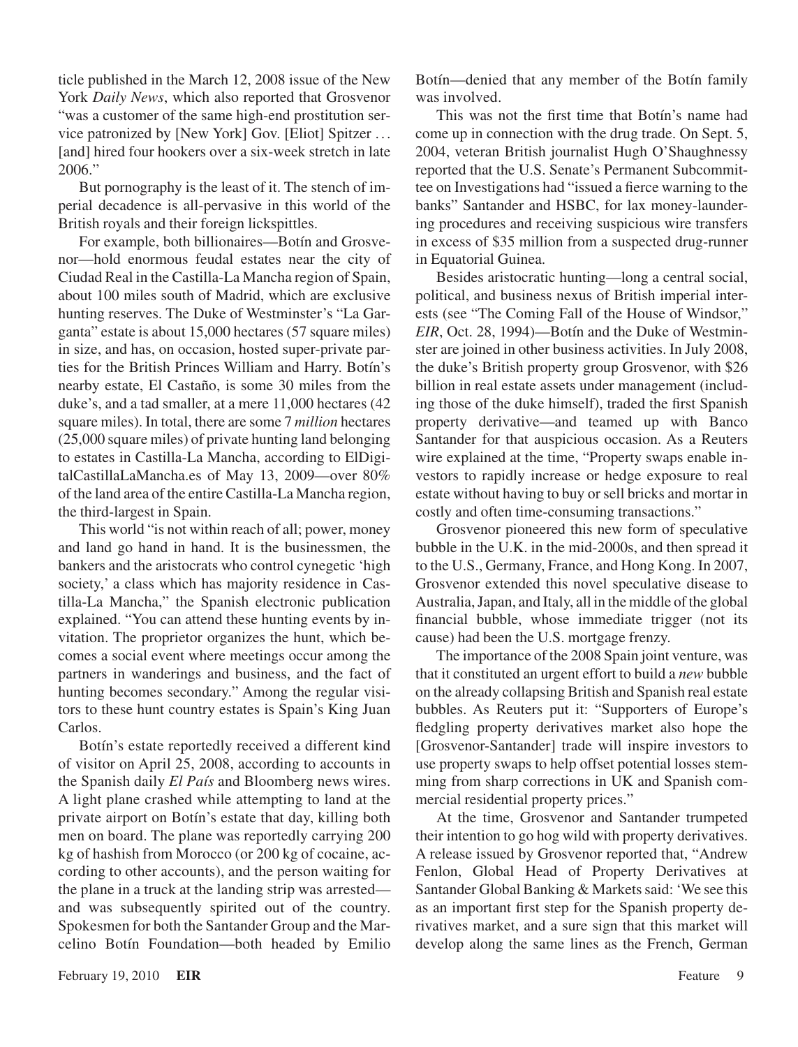ticle published in the March 12, 2008 issue of the New York *Daily News*, which also reported that Grosvenor "was a customer of the same high-end prostitution service patronized by [New York] Gov. [Eliot] Spitzer . . . [and] hired four hookers over a six-week stretch in late 2006."

But pornography is the least of it. The stench of imperial decadence is all-pervasive in this world of the British royals and their foreign lickspittles.

For example, both billionaires—Botín and Grosvenor—hold enormous feudal estates near the city of Ciudad Real in the Castilla-La Mancha region of Spain, about 100 miles south of Madrid, which are exclusive hunting reserves. The Duke of Westminster's "La Garganta" estate is about 15,000 hectares (57 square miles) in size, and has, on occasion, hosted super-private parties for the British Princes William and Harry. Botín's nearby estate, El Castaño, is some 30 miles from the duke's, and a tad smaller, at a mere 11,000 hectares (42 square miles). In total, there are some 7 *million* hectares (25,000 square miles) of private hunting land belonging to estates in Castilla-La Mancha, according to ElDigitalCastillaLaMancha.es of May 13, 2009—over 80% of the land area of the entire Castilla-La Mancha region, the third-largest in Spain.

This world "is not within reach of all; power, money and land go hand in hand. It is the businessmen, the bankers and the aristocrats who control cynegetic 'high society,' a class which has majority residence in Castilla-La Mancha," the Spanish electronic publication explained. "You can attend these hunting events by invitation. The proprietor organizes the hunt, which becomes a social event where meetings occur among the partners in wanderings and business, and the fact of hunting becomes secondary." Among the regular visitors to these hunt country estates is Spain's King Juan Carlos.

Botín's estate reportedly received a different kind of visitor on April 25, 2008, according to accounts in the Spanish daily *El País* and Bloomberg news wires. A light plane crashed while attempting to land at the private airport on Botín's estate that day, killing both men on board. The plane was reportedly carrying 200 kg of hashish from Morocco (or 200 kg of cocaine, according to other accounts), and the person waiting for the plane in a truck at the landing strip was arrested—and was subsequently spirited out of the country. Spokesmen for both the Santander Group and the Marcelino Botín Foundation—both headed by Emilio Botín—denied that any member of the Botín family was involved.

This was not the first time that Botín's name had come up in connection with the drug trade. On Sept. 5, 2004, veteran British journalist Hugh O'Shaughnessy reported that the U.S. Senate's Permanent Subcommittee on Investigations had "issued a fierce warning to the banks" Santander and HSBC, for lax money-laundering procedures and receiving suspicious wire transfers in excess of $35 million from a suspected drug-runner in Equatorial Guinea.

Besides aristocratic hunting—long a central social, political, and business nexus of British imperial interests (see "The Coming Fall of the House of Windsor," *EIR*, Oct. 28, 1994)—Botín and the Duke of Westminster are joined in other business activities. In July 2008, the duke's British property group Grosvenor, with $26 billion in real estate assets under management (including those of the duke himself), traded the first Spanish property derivative—and teamed up with Banco Santander for that auspicious occasion. As a Reuters wire explained at the time, "Property swaps enable investors to rapidly increase or hedge exposure to real estate without having to buy or sell bricks and mortar in costly and often time-consuming transactions."

Grosvenor pioneered this new form of speculative bubble in the U.K. in the mid-2000s, and then spread it to the U.S., Germany, France, and Hong Kong. In 2007, Grosvenor extended this novel speculative disease to Australia, Japan, and Italy, all in the middle of the global financial bubble, whose immediate trigger (not its cause) had been the U.S. mortgage frenzy.

The importance of the 2008 Spain joint venture, was that it constituted an urgent effort to build a *new* bubble on the already collapsing British and Spanish real estate bubbles. As Reuters put it: "Supporters of Europe's fledgling property derivatives market also hope the [Grosvenor-Santander] trade will inspire investors to use property swaps to help offset potential losses stemming from sharp corrections in UK and Spanish commercial residential property prices."

At the time, Grosvenor and Santander trumpeted their intention to go hog wild with property derivatives. A release issued by Grosvenor reported that, "Andrew Fenlon, Global Head of Property Derivatives at Santander Global Banking & Markets said: 'We see this as an important first step for the Spanish property derivatives market, and a sure sign that this market will develop along the same lines as the French, German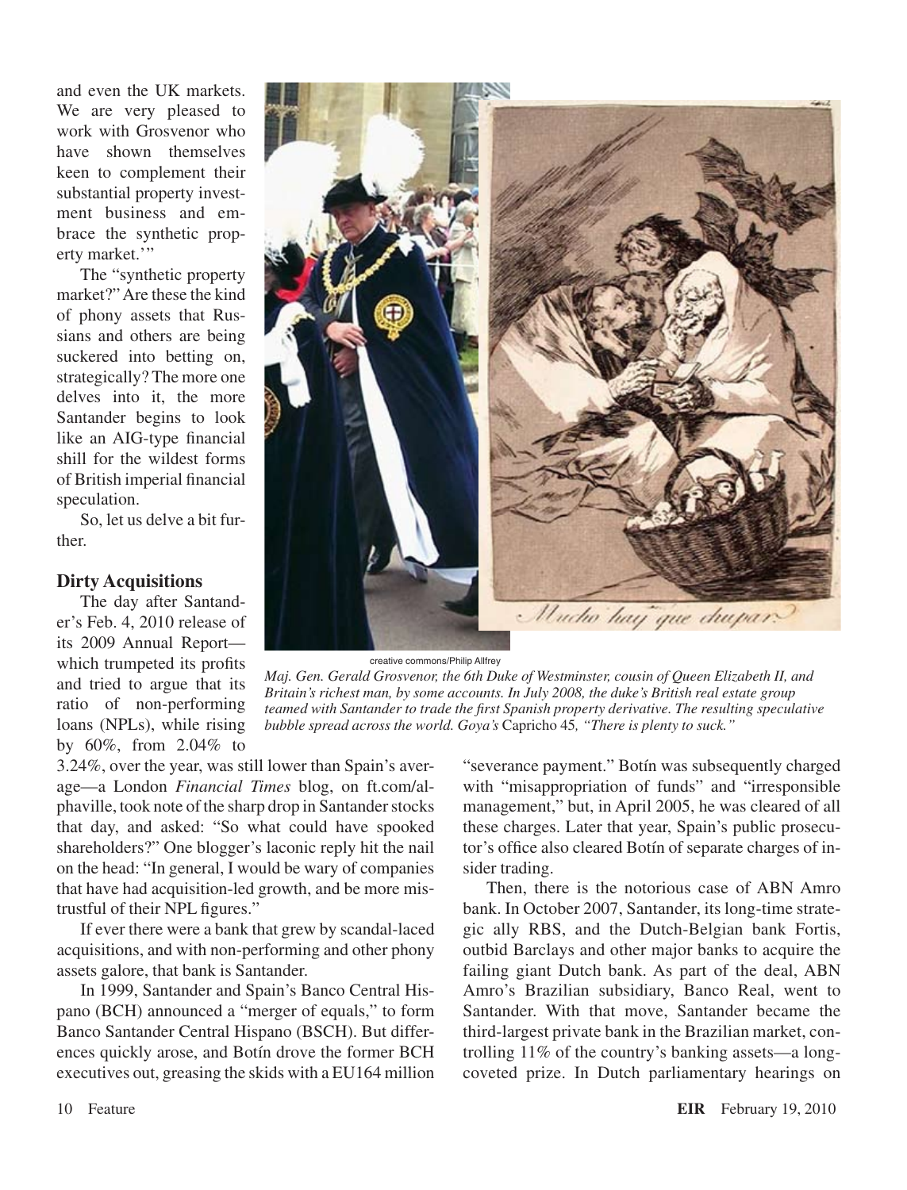and even the UK markets. We are very pleased to work with Grosvenor who have shown themselves keen to complement their substantial property investment business and embrace the synthetic property market.'"

The "synthetic property market?" Are these the kind of phony assets that Russians and others are being suckered into betting on, strategically? The more one delves into it, the more Santander begins to look like an AIG-type financial shill for the wildest forms of British imperial financial speculation.

So, let us delve a bit further.

creative commons/Philip Allfrey

*Maj. Gen. Gerald Grosvenor, the 6th Duke of Westminster, cousin of Queen Elizabeth II, and Britain's richest man, by some accounts. In July 2008, the duke's British real estate group teamed with Santander to trade the first Spanish property derivative. The resulting speculative bubble spread across the world. Goya's* Capricho 45*, "There is plenty to suck."*

### Dirty Acquisitions

The day after Santander's Feb. 4, 2010 release of its 2009 Annual Report—which trumpeted its profits and tried to argue that its ratio of non-performing loans (NPLs), while rising by 60%, from 2.04% to 3.24%, over the year, was still lower than Spain's average—a London *Financial Times* blog, on ft.com/alphaville, took note of the sharp drop in Santander stocks that day, and asked: "So what could have spooked shareholders?" One blogger's laconic reply hit the nail on the head: "In general, I would be wary of companies that have had acquisition-led growth, and be more mistrustful of their NPL figures."

If ever there were a bank that grew by scandal-laced acquisitions, and with non-performing and other phony assets galore, that bank is Santander.

In 1999, Santander and Spain's Banco Central Hispano (BCH) announced a "merger of equals," to form Banco Santander Central Hispano (BSCH). But differences quickly arose, and Botín drove the former BCH executives out, greasing the skids with a EU164 million "severance payment." Botín was subsequently charged with "misappropriation of funds" and "irresponsible management," but, in April 2005, he was cleared of all these charges. Later that year, Spain's public prosecutor's office also cleared Botín of separate charges of insider trading.

Then, there is the notorious case of ABN Amro bank. In October 2007, Santander, its long-time strategic ally RBS, and the Dutch-Belgian bank Fortis, outbid Barclays and other major banks to acquire the failing giant Dutch bank. As part of the deal, ABN Amro's Brazilian subsidiary, Banco Real, went to Santander. With that move, Santander became the third-largest private bank in the Brazilian market, controlling 11% of the country's banking assets—a long-coveted prize. In Dutch parliamentary hearings on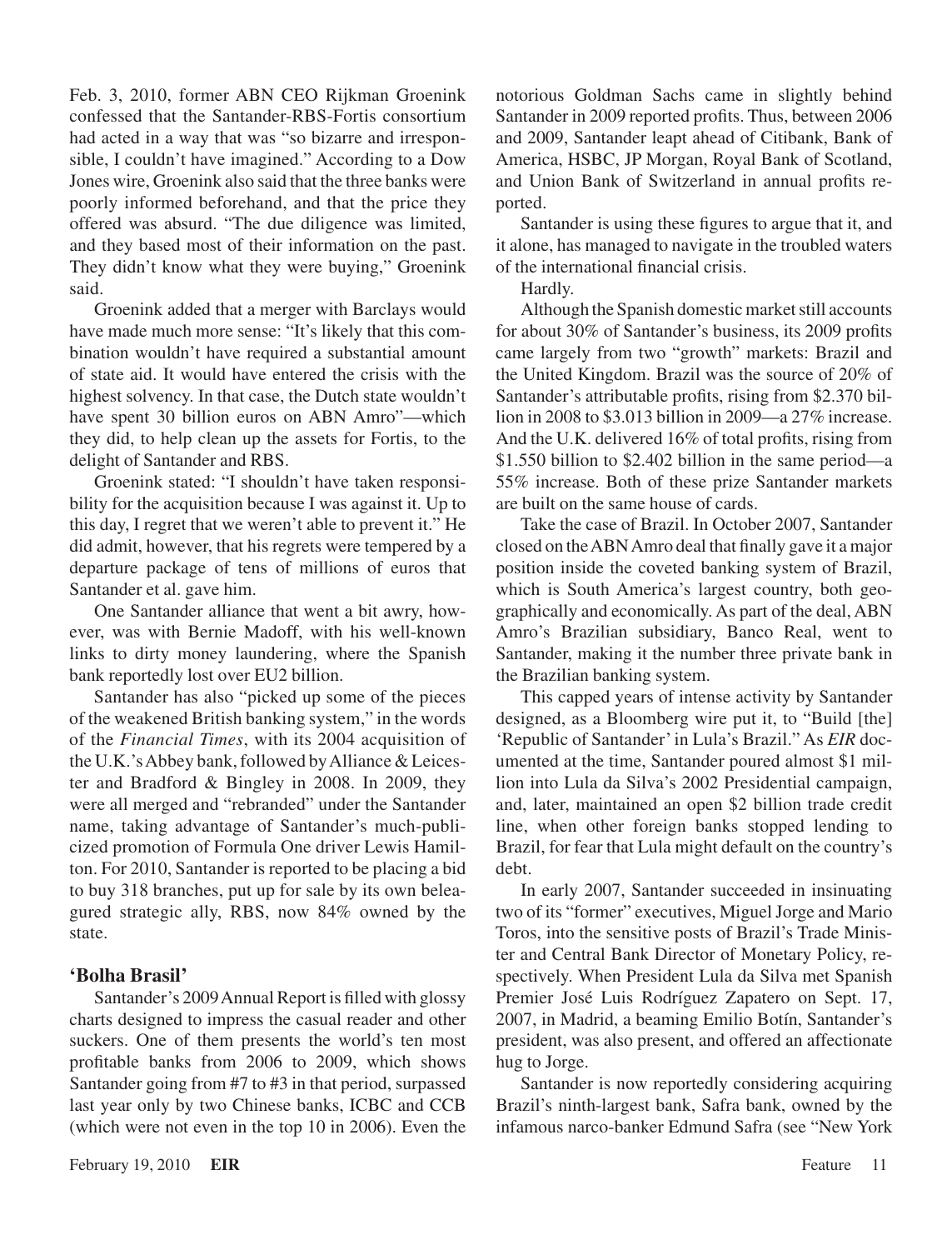Feb. 3, 2010, former ABN CEO Rijkman Groenink confessed that the Santander-RBS-Fortis consortium had acted in a way that was "so bizarre and irresponsible, I couldn't have imagined." According to a Dow Jones wire, Groenink also said that the three banks were poorly informed beforehand, and that the price they offered was absurd. "The due diligence was limited, and they based most of their information on the past. They didn't know what they were buying," Groenink said.

Groenink added that a merger with Barclays would have made much more sense: "It's likely that this combination wouldn't have required a substantial amount of state aid. It would have entered the crisis with the highest solvency. In that case, the Dutch state wouldn't have spent 30 billion euros on ABN Amro"—which they did, to help clean up the assets for Fortis, to the delight of Santander and RBS.

Groenink stated: "I shouldn't have taken responsibility for the acquisition because I was against it. Up to this day, I regret that we weren't able to prevent it." He did admit, however, that his regrets were tempered by a departure package of tens of millions of euros that Santander et al. gave him.

One Santander alliance that went a bit awry, however, was with Bernie Madoff, with his well-known links to dirty money laundering, where the Spanish bank reportedly lost over EU2 billion.

Santander has also "picked up some of the pieces of the weakened British banking system," in the words of the *Financial Times*, with its 2004 acquisition of the U.K.'s Abbey bank, followed by Alliance & Leicester and Bradford & Bingley in 2008. In 2009, they were all merged and "rebranded" under the Santander name, taking advantage of Santander's much-publicized promotion of Formula One driver Lewis Hamilton. For 2010, Santander is reported to be placing a bid to buy 318 branches, put up for sale by its own beleaguered strategic ally, RBS, now 84% owned by the state.

## 'Bolha Brasil'

Santander's 2009 Annual Report is filled with glossy charts designed to impress the casual reader and other suckers. One of them presents the world's ten most profitable banks from 2006 to 2009, which shows Santander going from #7 to #3 in that period, surpassed last year only by two Chinese banks, ICBC and CCB (which were not even in the top 10 in 2006). Even the notorious Goldman Sachs came in slightly behind Santander in 2009 reported profits. Thus, between 2006 and 2009, Santander leapt ahead of Citibank, Bank of America, HSBC, JP Morgan, Royal Bank of Scotland, and Union Bank of Switzerland in annual profits reported.

Santander is using these figures to argue that it, and it alone, has managed to navigate in the troubled waters of the international financial crisis.

Hardly.

Although the Spanish domestic market still accounts for about 30% of Santander's business, its 2009 profits came largely from two "growth" markets: Brazil and the United Kingdom. Brazil was the source of 20% of Santander's attributable profits, rising from $2.370 billion in 2008 to $3.013 billion in 2009—a 27% increase. And the U.K. delivered 16% of total profits, rising from $1.550 billion to $2.402 billion in the same period—a 55% increase. Both of these prize Santander markets are built on the same house of cards.

Take the case of Brazil. In October 2007, Santander closed on the ABN Amro deal that finally gave it a major position inside the coveted banking system of Brazil, which is South America's largest country, both geographically and economically. As part of the deal, ABN Amro's Brazilian subsidiary, Banco Real, went to Santander, making it the number three private bank in the Brazilian banking system.

This capped years of intense activity by Santander designed, as a Bloomberg wire put it, to "Build [the] 'Republic of Santander' in Lula's Brazil." As *EIR* documented at the time, Santander poured almost $1 million into Lula da Silva's 2002 Presidential campaign, and, later, maintained an open $2 billion trade credit line, when other foreign banks stopped lending to Brazil, for fear that Lula might default on the country's debt.

In early 2007, Santander succeeded in insinuating two of its "former" executives, Miguel Jorge and Mario Toros, into the sensitive posts of Brazil's Trade Minister and Central Bank Director of Monetary Policy, respectively. When President Lula da Silva met Spanish Premier José Luis Rodríguez Zapatero on Sept. 17, 2007, in Madrid, a beaming Emilio Botín, Santander's president, was also present, and offered an affectionate hug to Jorge.

Santander is now reportedly considering acquiring Brazil's ninth-largest bank, Safra bank, owned by the infamous narco-banker Edmund Safra (see "New York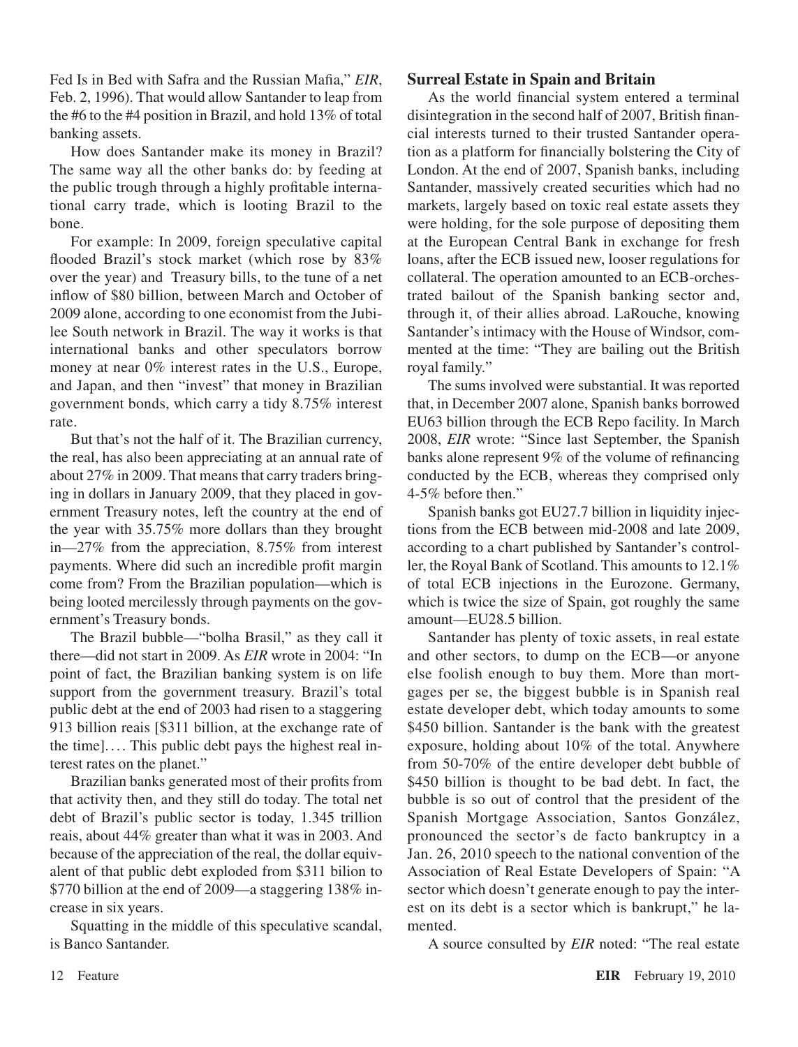Fed Is in Bed with Safra and the Russian Mafia," *EIR*, Feb. 2, 1996). That would allow Santander to leap from the #6 to the #4 position in Brazil, and hold 13% of total banking assets.

How does Santander make its money in Brazil? The same way all the other banks do: by feeding at the public trough through a highly profitable international carry trade, which is looting Brazil to the bone.

For example: In 2009, foreign speculative capital flooded Brazil's stock market (which rose by 83% over the year) and Treasury bills, to the tune of a net inflow of $80 billion, between March and October of 2009 alone, according to one economist from the Jubilee South network in Brazil. The way it works is that international banks and other speculators borrow money at near 0% interest rates in the U.S., Europe, and Japan, and then "invest" that money in Brazilian government bonds, which carry a tidy 8.75% interest rate.

But that's not the half of it. The Brazilian currency, the real, has also been appreciating at an annual rate of about 27% in 2009. That means that carry traders bringing in dollars in January 2009, that they placed in government Treasury notes, left the country at the end of the year with 35.75% more dollars than they brought in—27% from the appreciation, 8.75% from interest payments. Where did such an incredible profit margin come from? From the Brazilian population—which is being looted mercilessly through payments on the government's Treasury bonds.

The Brazil bubble—"bolha Brasil," as they call it there—did not start in 2009. As *EIR* wrote in 2004: "In point of fact, the Brazilian banking system is on life support from the government treasury. Brazil's total public debt at the end of 2003 had risen to a staggering 913 billion reais [$311 billion, at the exchange rate of the time].... This public debt pays the highest real interest rates on the planet."

Brazilian banks generated most of their profits from that activity then, and they still do today. The total net debt of Brazil's public sector is today, 1.345 trillion reais, about 44% greater than what it was in 2003. And because of the appreciation of the real, the dollar equivalent of that public debt exploded from $311 bilion to $770 billion at the end of 2009—a staggering 138% increase in six years.

Squatting in the middle of this speculative scandal, is Banco Santander.

## Surreal Estate in Spain and Britain

As the world financial system entered a terminal disintegration in the second half of 2007, British financial interests turned to their trusted Santander operation as a platform for financially bolstering the City of London. At the end of 2007, Spanish banks, including Santander, massively created securities which had no markets, largely based on toxic real estate assets they were holding, for the sole purpose of depositing them at the European Central Bank in exchange for fresh loans, after the ECB issued new, looser regulations for collateral. The operation amounted to an ECB-orchestrated bailout of the Spanish banking sector and, through it, of their allies abroad. LaRouche, knowing Santander's intimacy with the House of Windsor, commented at the time: "They are bailing out the British royal family."

The sums involved were substantial. It was reported that, in December 2007 alone, Spanish banks borrowed EU63 billion through the ECB Repo facility. In March 2008, *EIR* wrote: "Since last September, the Spanish banks alone represent 9% of the volume of refinancing conducted by the ECB, whereas they comprised only 4-5% before then."

Spanish banks got EU27.7 billion in liquidity injections from the ECB between mid-2008 and late 2009, according to a chart published by Santander's controller, the Royal Bank of Scotland. This amounts to 12.1% of total ECB injections in the Eurozone. Germany, which is twice the size of Spain, got roughly the same amount—EU28.5 billion.

Santander has plenty of toxic assets, in real estate and other sectors, to dump on the ECB—or anyone else foolish enough to buy them. More than mortgages per se, the biggest bubble is in Spanish real estate developer debt, which today amounts to some $450 billion. Santander is the bank with the greatest exposure, holding about 10% of the total. Anywhere from 50-70% of the entire developer debt bubble of $450 billion is thought to be bad debt. In fact, the bubble is so out of control that the president of the Spanish Mortgage Association, Santos González, pronounced the sector's de facto bankruptcy in a Jan. 26, 2010 speech to the national convention of the Association of Real Estate Developers of Spain: "A sector which doesn't generate enough to pay the interest on its debt is a sector which is bankrupt," he lamented.

A source consulted by *EIR* noted: "The real estate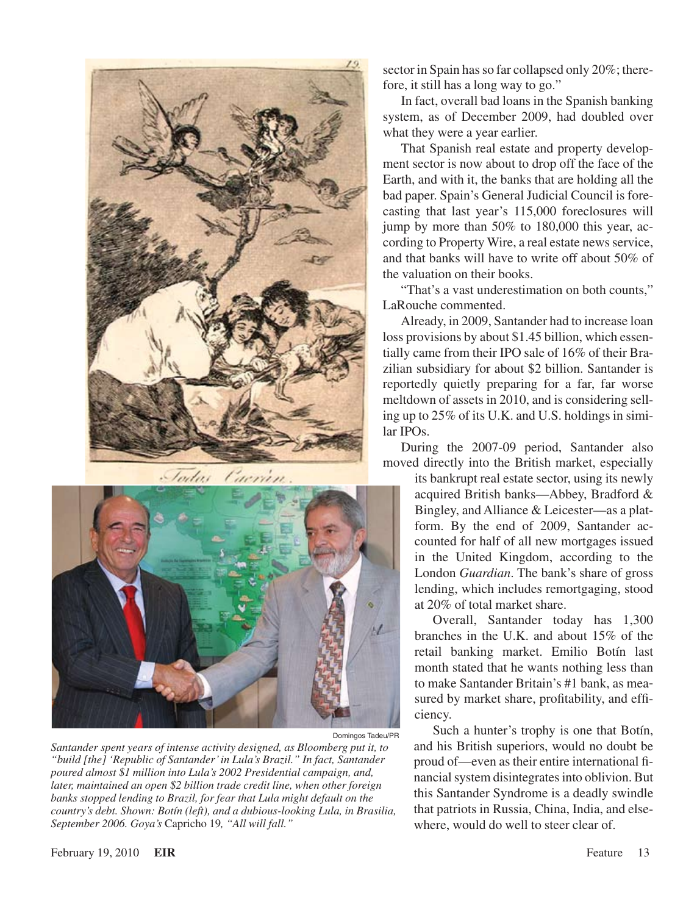sector in Spain has so far collapsed only 20%; therefore, it still has a long way to go."

In fact, overall bad loans in the Spanish banking system, as of December 2009, had doubled over what they were a year earlier.

That Spanish real estate and property development sector is now about to drop off the face of the Earth, and with it, the banks that are holding all the bad paper. Spain's General Judicial Council is forecasting that last year's 115,000 foreclosures will jump by more than 50% to 180,000 this year, according to Property Wire, a real estate news service, and that banks will have to write off about 50% of the valuation on their books.

"That's a vast underestimation on both counts," LaRouche commented.

Already, in 2009, Santander had to increase loan loss provisions by about $1.45 billion, which essentially came from their IPO sale of 16% of their Brazilian subsidiary for about $2 billion. Santander is reportedly quietly preparing for a far, far worse meltdown of assets in 2010, and is considering selling up to 25% of its U.K. and U.S. holdings in similar IPOs.

During the 2007-09 period, Santander also moved directly into the British market, especially its bankrupt real estate sector, using its newly acquired British banks—Abbey, Bradford & Bingley, and Alliance & Leicester—as a platform. By the end of 2009, Santander accounted for half of all new mortgages issued in the United Kingdom, according to the London *Guardian*. The bank's share of gross lending, which includes remortgaging, stood at 20% of total market share.

Overall, Santander today has 1,300 branches in the U.K. and about 15% of the retail banking market. Emilio Botín last month stated that he wants nothing less than to make Santander Britain's #1 bank, as measured by market share, profitability, and efficiency.

Such a hunter's trophy is one that Botín, and his British superiors, would no doubt be proud of—even as their entire international financial system disintegrates into oblivion. But this Santander Syndrome is a deadly swindle that patriots in Russia, China, India, and elsewhere, would do well to steer clear of.

Domingos Tadeu/PR

*Santander spent years of intense activity designed, as Bloomberg put it, to "build [the] 'Republic of Santander' in Lula's Brazil." In fact, Santander poured almost $1 million into Lula's 2002 Presidential campaign, and, later, maintained an open $2 billion trade credit line, when other foreign banks stopped lending to Brazil, for fear that Lula might default on the country's debt. Shown: Botín (left), and a dubious-looking Lula, in Brasilia, September 2006. Goya's* Capricho 19*, "All will fall."*